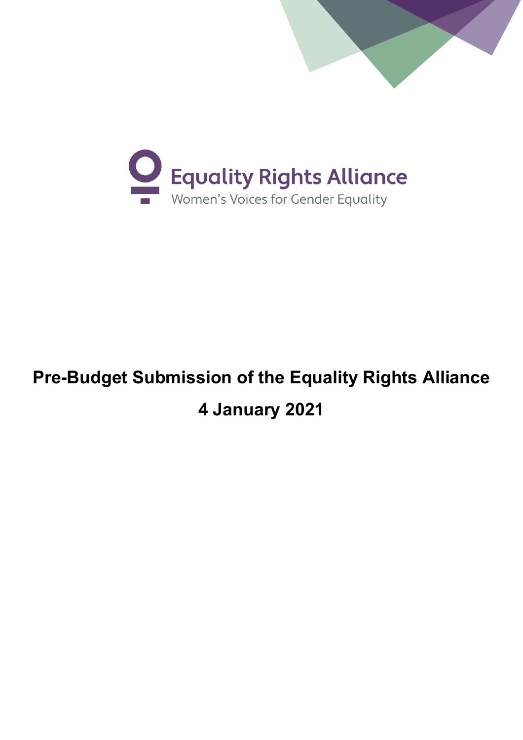Equality Rights Alliance

Women's Voices for Gender Equality

# Pre-Budget Submission of the Equality Rights Alliance

# 4 January 2021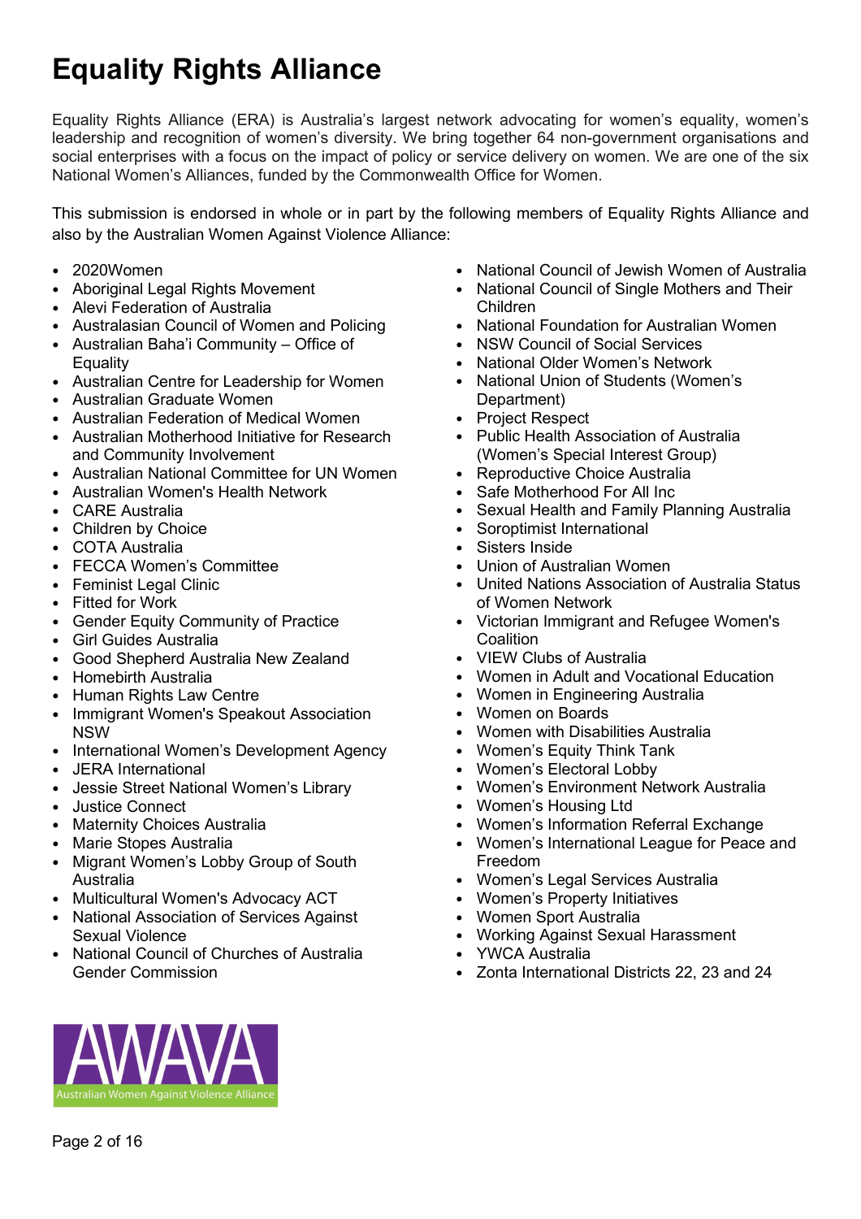# Equality Rights Alliance

Equality Rights Alliance (ERA) is Australia's largest network advocating for women's equality, women's leadership and recognition of women's diversity. We bring together 64 non-government organisations and social enterprises with a focus on the impact of policy or service delivery on women. We are one of the six National Women's Alliances, funded by the Commonwealth Office for Women.

This submission is endorsed in whole or in part by the following members of Equality Rights Alliance and also by the Australian Women Against Violence Alliance:

- 2020Women
- Aboriginal Legal Rights Movement
- Alevi Federation of Australia
- Australasian Council of Women and Policing
- Australian Baha'i Community – Office of Equality
- Australian Centre for Leadership for Women
- Australian Graduate Women
- Australian Federation of Medical Women
- Australian Motherhood Initiative for Research and Community Involvement
- Australian National Committee for UN Women
- Australian Women's Health Network
- CARE Australia
- Children by Choice
- COTA Australia
- FECCA Women's Committee
- Feminist Legal Clinic
- Fitted for Work
- Gender Equity Community of Practice
- Girl Guides Australia
- Good Shepherd Australia New Zealand
- Homebirth Australia
- Human Rights Law Centre
- Immigrant Women's Speakout Association NSW
- International Women's Development Agency
- JERA International
- Jessie Street National Women's Library
- Justice Connect
- Maternity Choices Australia
- Marie Stopes Australia
- Migrant Women's Lobby Group of South Australia
- Multicultural Women's Advocacy ACT
- National Association of Services Against Sexual Violence
- National Council of Churches of Australia Gender Commission
- National Council of Jewish Women of Australia
- National Council of Single Mothers and Their Children
- National Foundation for Australian Women
- NSW Council of Social Services
- National Older Women's Network
- National Union of Students (Women's Department)
- Project Respect
- Public Health Association of Australia (Women's Special Interest Group)
- Reproductive Choice Australia
- Safe Motherhood For All Inc
- Sexual Health and Family Planning Australia
- Soroptimist International
- Sisters Inside
- Union of Australian Women
- United Nations Association of Australia Status of Women Network
- Victorian Immigrant and Refugee Women's Coalition
- VIEW Clubs of Australia
- Women in Adult and Vocational Education
- Women in Engineering Australia
- Women on Boards
- Women with Disabilities Australia
- Women's Equity Think Tank
- Women's Electoral Lobby
- Women's Environment Network Australia
- Women's Housing Ltd
- Women's Information Referral Exchange
- Women's International League for Peace and Freedom
- Women's Legal Services Australia
- Women's Property Initiatives
- Women Sport Australia
- Working Against Sexual Harassment
- YWCA Australia
- Zonta International Districts 22, 23 and 24

AWAVA
Australian Women Against Violence Alliance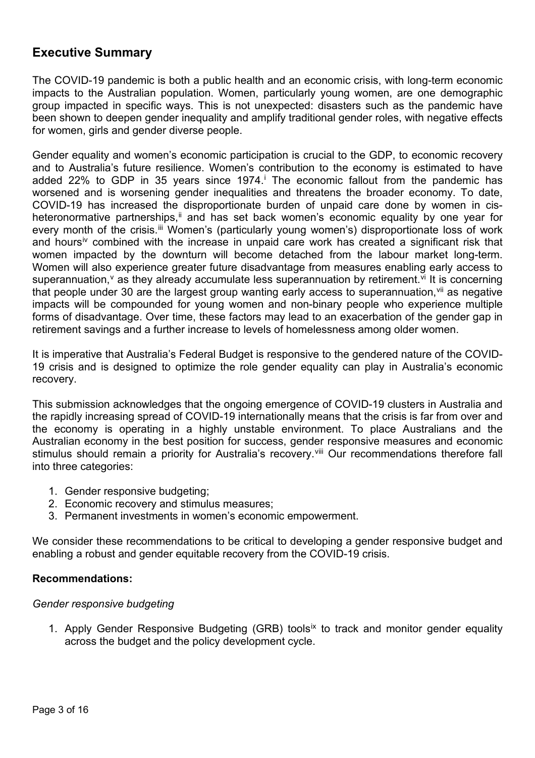## Executive Summary

The COVID-19 pandemic is both a public health and an economic crisis, with long-term economic impacts to the Australian population. Women, particularly young women, are one demographic group impacted in specific ways. This is not unexpected: disasters such as the pandemic have been shown to deepen gender inequality and amplify traditional gender roles, with negative effects for women, girls and gender diverse people.

Gender equality and women's economic participation is crucial to the GDP, to economic recovery and to Australia's future resilience. Women's contribution to the economy is estimated to have added 22% to GDP in 35 years since 1974.[i] The economic fallout from the pandemic has worsened and is worsening gender inequalities and threatens the broader economy. To date, COVID-19 has increased the disproportionate burden of unpaid care done by women in cis-heteronormative partnerships,[ii] and has set back women's economic equality by one year for every month of the crisis.[iii] Women's (particularly young women's) disproportionate loss of work and hours[iv] combined with the increase in unpaid care work has created a significant risk that women impacted by the downturn will become detached from the labour market long-term. Women will also experience greater future disadvantage from measures enabling early access to superannuation,[v] as they already accumulate less superannuation by retirement.[vi] It is concerning that people under 30 are the largest group wanting early access to superannuation,[vii] as negative impacts will be compounded for young women and non-binary people who experience multiple forms of disadvantage. Over time, these factors may lead to an exacerbation of the gender gap in retirement savings and a further increase to levels of homelessness among older women.

It is imperative that Australia's Federal Budget is responsive to the gendered nature of the COVID-19 crisis and is designed to optimize the role gender equality can play in Australia's economic recovery.

This submission acknowledges that the ongoing emergence of COVID-19 clusters in Australia and the rapidly increasing spread of COVID-19 internationally means that the crisis is far from over and the economy is operating in a highly unstable environment. To place Australians and the Australian economy in the best position for success, gender responsive measures and economic stimulus should remain a priority for Australia's recovery.[viii] Our recommendations therefore fall into three categories:

1. Gender responsive budgeting;
2. Economic recovery and stimulus measures;
3. Permanent investments in women's economic empowerment.

We consider these recommendations to be critical to developing a gender responsive budget and enabling a robust and gender equitable recovery from the COVID-19 crisis.

**Recommendations:**

*Gender responsive budgeting*

1. Apply Gender Responsive Budgeting (GRB) tools[ix] to track and monitor gender equality across the budget and the policy development cycle.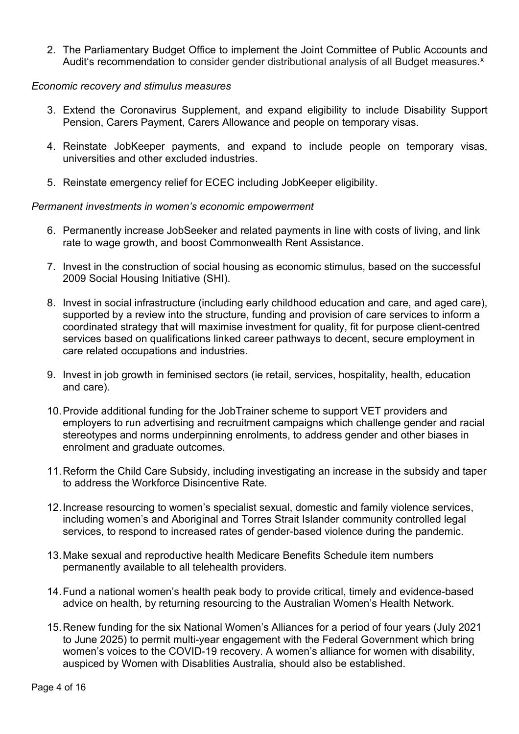2. The Parliamentary Budget Office to implement the Joint Committee of Public Accounts and Audit's recommendation to consider gender distributional analysis of all Budget measures.[x]

*Economic recovery and stimulus measures*

3. Extend the Coronavirus Supplement, and expand eligibility to include Disability Support Pension, Carers Payment, Carers Allowance and people on temporary visas.

4. Reinstate JobKeeper payments, and expand to include people on temporary visas, universities and other excluded industries.

5. Reinstate emergency relief for ECEC including JobKeeper eligibility.

*Permanent investments in women's economic empowerment*

6. Permanently increase JobSeeker and related payments in line with costs of living, and link rate to wage growth, and boost Commonwealth Rent Assistance.

7. Invest in the construction of social housing as economic stimulus, based on the successful 2009 Social Housing Initiative (SHI).

8. Invest in social infrastructure (including early childhood education and care, and aged care), supported by a review into the structure, funding and provision of care services to inform a coordinated strategy that will maximise investment for quality, fit for purpose client-centred services based on qualifications linked career pathways to decent, secure employment in care related occupations and industries.

9. Invest in job growth in feminised sectors (ie retail, services, hospitality, health, education and care).

10. Provide additional funding for the JobTrainer scheme to support VET providers and employers to run advertising and recruitment campaigns which challenge gender and racial stereotypes and norms underpinning enrolments, to address gender and other biases in enrolment and graduate outcomes.

11. Reform the Child Care Subsidy, including investigating an increase in the subsidy and taper to address the Workforce Disincentive Rate.

12. Increase resourcing to women's specialist sexual, domestic and family violence services, including women's and Aboriginal and Torres Strait Islander community controlled legal services, to respond to increased rates of gender-based violence during the pandemic.

13. Make sexual and reproductive health Medicare Benefits Schedule item numbers permanently available to all telehealth providers.

14. Fund a national women's health peak body to provide critical, timely and evidence-based advice on health, by returning resourcing to the Australian Women's Health Network.

15. Renew funding for the six National Women's Alliances for a period of four years (July 2021 to June 2025) to permit multi-year engagement with the Federal Government which bring women's voices to the COVID-19 recovery. A women's alliance for women with disability, auspiced by Women with Disablities Australia, should also be established.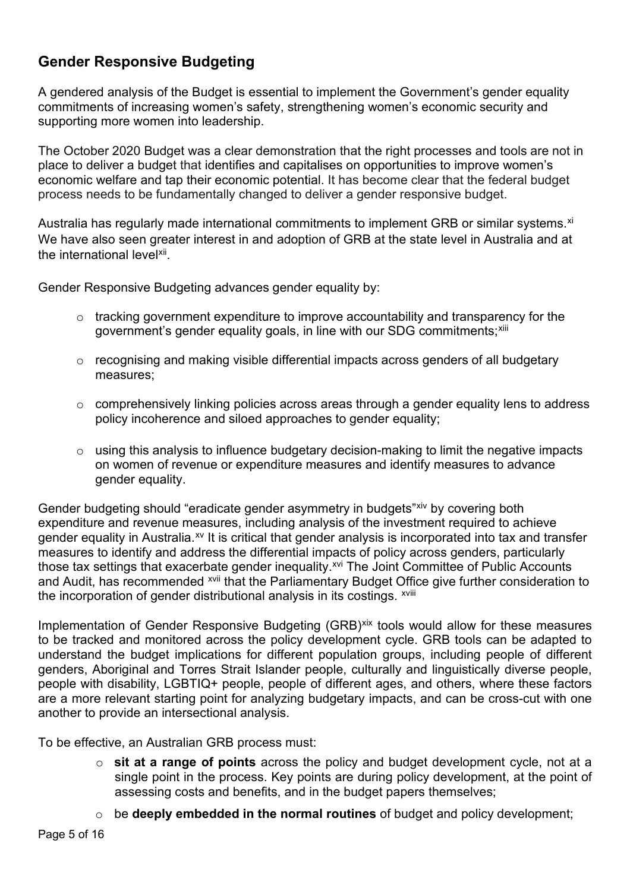## Gender Responsive Budgeting

A gendered analysis of the Budget is essential to implement the Government's gender equality commitments of increasing women's safety, strengthening women's economic security and supporting more women into leadership.

The October 2020 Budget was a clear demonstration that the right processes and tools are not in place to deliver a budget that identifies and capitalises on opportunities to improve women's economic welfare and tap their economic potential. It has become clear that the federal budget process needs to be fundamentally changed to deliver a gender responsive budget.

Australia has regularly made international commitments to implement GRB or similar systems.[xi] We have also seen greater interest in and adoption of GRB at the state level in Australia and at the international level[xii].

Gender Responsive Budgeting advances gender equality by:

- tracking government expenditure to improve accountability and transparency for the government's gender equality goals, in line with our SDG commitments;[xiii]
- recognising and making visible differential impacts across genders of all budgetary measures;
- comprehensively linking policies across areas through a gender equality lens to address policy incoherence and siloed approaches to gender equality;
- using this analysis to influence budgetary decision-making to limit the negative impacts on women of revenue or expenditure measures and identify measures to advance gender equality.

Gender budgeting should "eradicate gender asymmetry in budgets"[xiv] by covering both expenditure and revenue measures, including analysis of the investment required to achieve gender equality in Australia.[xv] It is critical that gender analysis is incorporated into tax and transfer measures to identify and address the differential impacts of policy across genders, particularly those tax settings that exacerbate gender inequality.[xvi] The Joint Committee of Public Accounts and Audit, has recommended [xvii] that the Parliamentary Budget Office give further consideration to the incorporation of gender distributional analysis in its costings. [xviii]

Implementation of Gender Responsive Budgeting (GRB)[xix] tools would allow for these measures to be tracked and monitored across the policy development cycle. GRB tools can be adapted to understand the budget implications for different population groups, including people of different genders, Aboriginal and Torres Strait Islander people, culturally and linguistically diverse people, people with disability, LGBTIQ+ people, people of different ages, and others, where these factors are a more relevant starting point for analyzing budgetary impacts, and can be cross-cut with one another to provide an intersectional analysis.

To be effective, an Australian GRB process must:

- **sit at a range of points** across the policy and budget development cycle, not at a single point in the process. Key points are during policy development, at the point of assessing costs and benefits, and in the budget papers themselves;
- be **deeply embedded in the normal routines** of budget and policy development;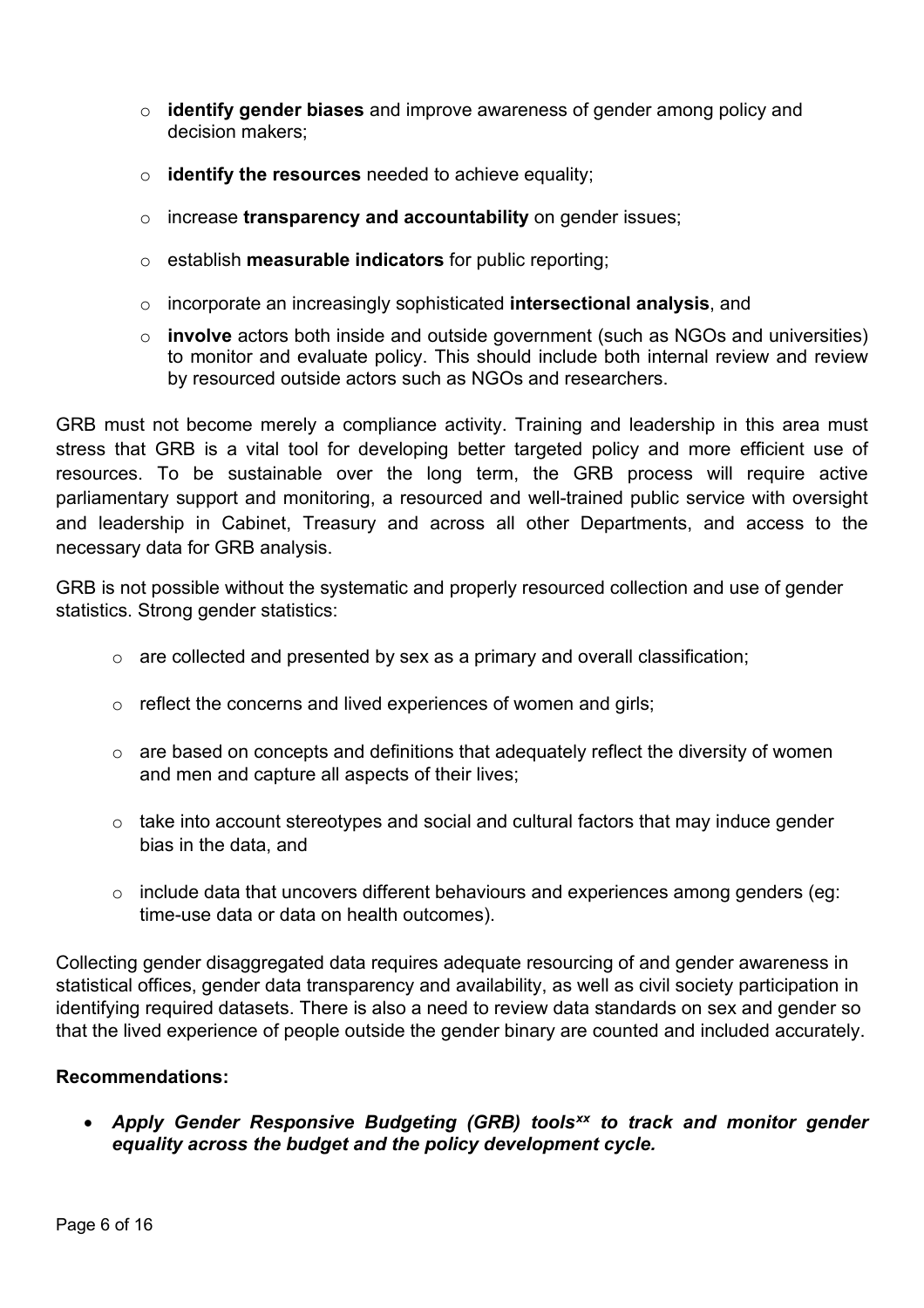- **identify gender biases** and improve awareness of gender among policy and decision makers;
- **identify the resources** needed to achieve equality;
- increase **transparency and accountability** on gender issues;
- establish **measurable indicators** for public reporting;
- incorporate an increasingly sophisticated **intersectional analysis**, and
- **involve** actors both inside and outside government (such as NGOs and universities) to monitor and evaluate policy. This should include both internal review and review by resourced outside actors such as NGOs and researchers.

GRB must not become merely a compliance activity. Training and leadership in this area must stress that GRB is a vital tool for developing better targeted policy and more efficient use of resources. To be sustainable over the long term, the GRB process will require active parliamentary support and monitoring, a resourced and well-trained public service with oversight and leadership in Cabinet, Treasury and across all other Departments, and access to the necessary data for GRB analysis.

GRB is not possible without the systematic and properly resourced collection and use of gender statistics. Strong gender statistics:

- are collected and presented by sex as a primary and overall classification;
- reflect the concerns and lived experiences of women and girls;
- are based on concepts and definitions that adequately reflect the diversity of women and men and capture all aspects of their lives;
- take into account stereotypes and social and cultural factors that may induce gender bias in the data, and
- include data that uncovers different behaviours and experiences among genders (eg: time-use data or data on health outcomes).

Collecting gender disaggregated data requires adequate resourcing of and gender awareness in statistical offices, gender data transparency and availability, as well as civil society participation in identifying required datasets. There is also a need to review data standards on sex and gender so that the lived experience of people outside the gender binary are counted and included accurately.

**Recommendations:**

- ***Apply Gender Responsive Budgeting (GRB) tools[xx] to track and monitor gender equality across the budget and the policy development cycle.***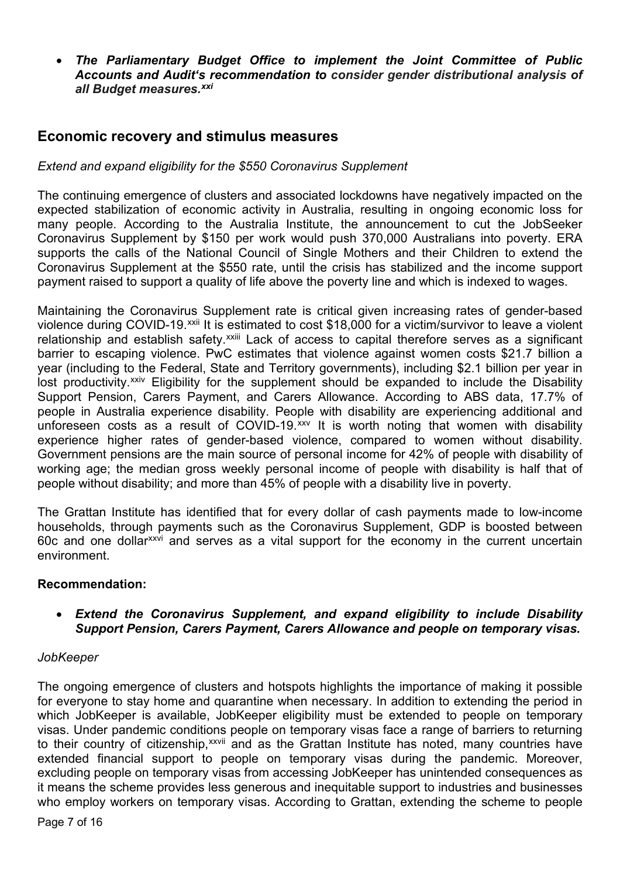- ***The Parliamentary Budget Office to implement the Joint Committee of Public Accounts and Audit's recommendation to consider gender distributional analysis of all Budget measures.[xxi]***

## Economic recovery and stimulus measures

*Extend and expand eligibility for the $550 Coronavirus Supplement*

The continuing emergence of clusters and associated lockdowns have negatively impacted on the expected stabilization of economic activity in Australia, resulting in ongoing economic loss for many people. According to the Australia Institute, the announcement to cut the JobSeeker Coronavirus Supplement by $150 per work would push 370,000 Australians into poverty. ERA supports the calls of the National Council of Single Mothers and their Children to extend the Coronavirus Supplement at the $550 rate, until the crisis has stabilized and the income support payment raised to support a quality of life above the poverty line and which is indexed to wages.

Maintaining the Coronavirus Supplement rate is critical given increasing rates of gender-based violence during COVID-19.[xxii] It is estimated to cost $18,000 for a victim/survivor to leave a violent relationship and establish safety.[xxiii] Lack of access to capital therefore serves as a significant barrier to escaping violence. PwC estimates that violence against women costs $21.7 billion a year (including to the Federal, State and Territory governments), including $2.1 billion per year in lost productivity.[xxiv] Eligibility for the supplement should be expanded to include the Disability Support Pension, Carers Payment, and Carers Allowance. According to ABS data, 17.7% of people in Australia experience disability. People with disability are experiencing additional and unforeseen costs as a result of COVID-19.[xxv] It is worth noting that women with disability experience higher rates of gender-based violence, compared to women without disability. Government pensions are the main source of personal income for 42% of people with disability of working age; the median gross weekly personal income of people with disability is half that of people without disability; and more than 45% of people with a disability live in poverty.

The Grattan Institute has identified that for every dollar of cash payments made to low-income households, through payments such as the Coronavirus Supplement, GDP is boosted between 60c and one dollar[xxvi] and serves as a vital support for the economy in the current uncertain environment.

**Recommendation:**

- ***Extend the Coronavirus Supplement, and expand eligibility to include Disability Support Pension, Carers Payment, Carers Allowance and people on temporary visas.***

*JobKeeper*

The ongoing emergence of clusters and hotspots highlights the importance of making it possible for everyone to stay home and quarantine when necessary. In addition to extending the period in which JobKeeper is available, JobKeeper eligibility must be extended to people on temporary visas. Under pandemic conditions people on temporary visas face a range of barriers to returning to their country of citizenship,[xxvii] and as the Grattan Institute has noted, many countries have extended financial support to people on temporary visas during the pandemic. Moreover, excluding people on temporary visas from accessing JobKeeper has unintended consequences as it means the scheme provides less generous and inequitable support to industries and businesses who employ workers on temporary visas. According to Grattan, extending the scheme to people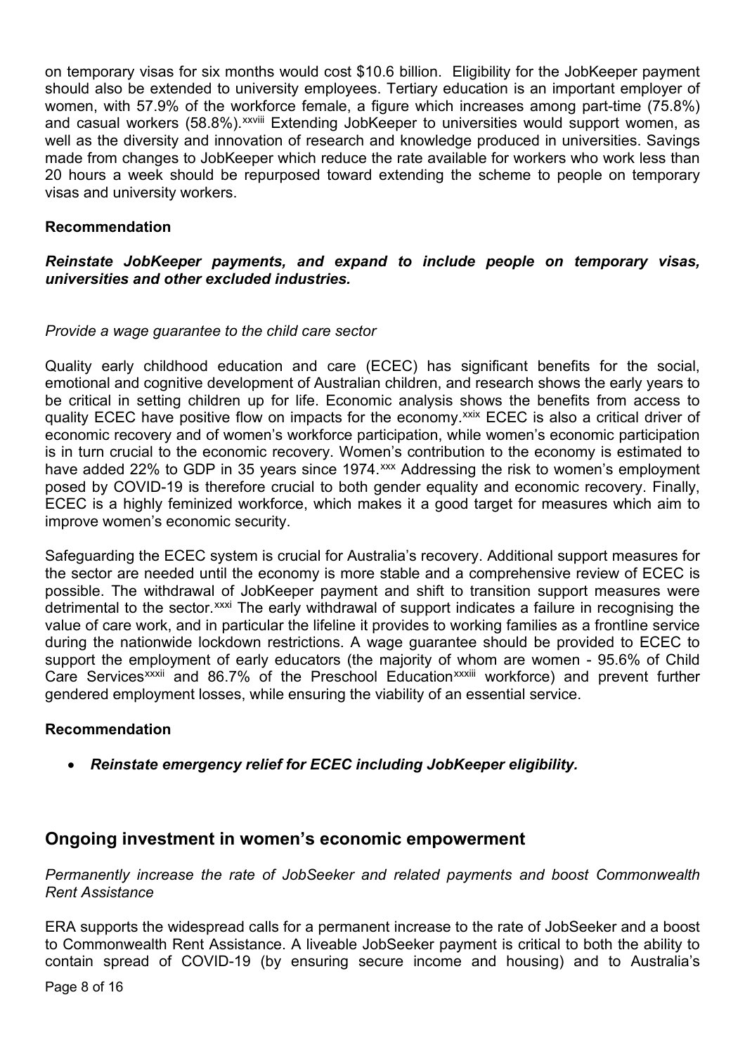on temporary visas for six months would cost $10.6 billion. Eligibility for the JobKeeper payment should also be extended to university employees. Tertiary education is an important employer of women, with 57.9% of the workforce female, a figure which increases among part-time (75.8%) and casual workers (58.8%).[xxviii] Extending JobKeeper to universities would support women, as well as the diversity and innovation of research and knowledge produced in universities. Savings made from changes to JobKeeper which reduce the rate available for workers who work less than 20 hours a week should be repurposed toward extending the scheme to people on temporary visas and university workers.

**Recommendation**

***Reinstate JobKeeper payments, and expand to include people on temporary visas, universities and other excluded industries.***

*Provide a wage guarantee to the child care sector*

Quality early childhood education and care (ECEC) has significant benefits for the social, emotional and cognitive development of Australian children, and research shows the early years to be critical in setting children up for life. Economic analysis shows the benefits from access to quality ECEC have positive flow on impacts for the economy.[xxix] ECEC is also a critical driver of economic recovery and of women's workforce participation, while women's economic participation is in turn crucial to the economic recovery. Women's contribution to the economy is estimated to have added 22% to GDP in 35 years since 1974.[xxx] Addressing the risk to women's employment posed by COVID-19 is therefore crucial to both gender equality and economic recovery. Finally, ECEC is a highly feminized workforce, which makes it a good target for measures which aim to improve women's economic security.

Safeguarding the ECEC system is crucial for Australia's recovery. Additional support measures for the sector are needed until the economy is more stable and a comprehensive review of ECEC is possible. The withdrawal of JobKeeper payment and shift to transition support measures were detrimental to the sector.[xxxi] The early withdrawal of support indicates a failure in recognising the value of care work, and in particular the lifeline it provides to working families as a frontline service during the nationwide lockdown restrictions. A wage guarantee should be provided to ECEC to support the employment of early educators (the majority of whom are women - 95.6% of Child Care Services[xxxii] and 86.7% of the Preschool Education[xxxiii] workforce) and prevent further gendered employment losses, while ensuring the viability of an essential service.

**Recommendation**

- ***Reinstate emergency relief for ECEC including JobKeeper eligibility.***

## Ongoing investment in women's economic empowerment

*Permanently increase the rate of JobSeeker and related payments and boost Commonwealth Rent Assistance*

ERA supports the widespread calls for a permanent increase to the rate of JobSeeker and a boost to Commonwealth Rent Assistance. A liveable JobSeeker payment is critical to both the ability to contain spread of COVID-19 (by ensuring secure income and housing) and to Australia's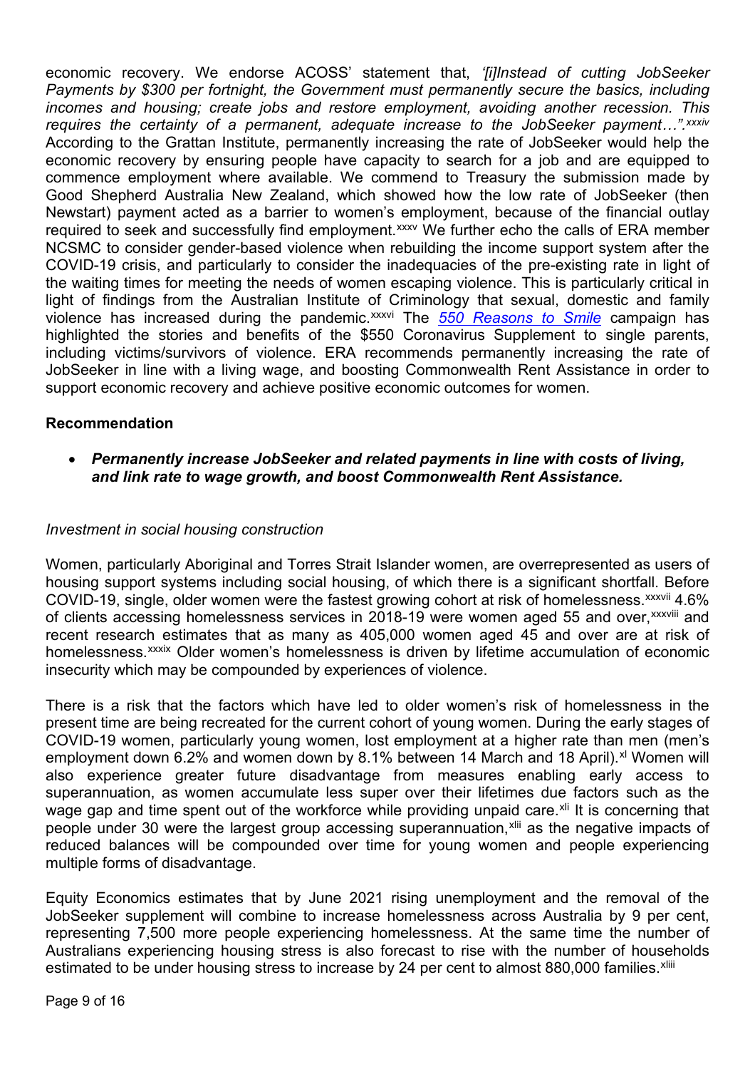economic recovery. We endorse ACOSS' statement that, *'[i]Instead of cutting JobSeeker Payments by $300 per fortnight, the Government must permanently secure the basics, including incomes and housing; create jobs and restore employment, avoiding another recession. This requires the certainty of a permanent, adequate increase to the JobSeeker payment…".*[xxxiv] According to the Grattan Institute, permanently increasing the rate of JobSeeker would help the economic recovery by ensuring people have capacity to search for a job and are equipped to commence employment where available. We commend to Treasury the submission made by Good Shepherd Australia New Zealand, which showed how the low rate of JobSeeker (then Newstart) payment acted as a barrier to women's employment, because of the financial outlay required to seek and successfully find employment.[xxxv] We further echo the calls of ERA member NCSMC to consider gender-based violence when rebuilding the income support system after the COVID-19 crisis, and particularly to consider the inadequacies of the pre-existing rate in light of the waiting times for meeting the needs of women escaping violence. This is particularly critical in light of findings from the Australian Institute of Criminology that sexual, domestic and family violence has increased during the pandemic.[xxxvi] The *550 Reasons to Smile* campaign has highlighted the stories and benefits of the $550 Coronavirus Supplement to single parents, including victims/survivors of violence. ERA recommends permanently increasing the rate of JobSeeker in line with a living wage, and boosting Commonwealth Rent Assistance in order to support economic recovery and achieve positive economic outcomes for women.

**Recommendation**

- ***Permanently increase JobSeeker and related payments in line with costs of living, and link rate to wage growth, and boost Commonwealth Rent Assistance.***

*Investment in social housing construction*

Women, particularly Aboriginal and Torres Strait Islander women, are overrepresented as users of housing support systems including social housing, of which there is a significant shortfall. Before COVID-19, single, older women were the fastest growing cohort at risk of homelessness.[xxxvii] 4.6% of clients accessing homelessness services in 2018-19 were women aged 55 and over,[xxxviii] and recent research estimates that as many as 405,000 women aged 45 and over are at risk of homelessness.[xxxix] Older women's homelessness is driven by lifetime accumulation of economic insecurity which may be compounded by experiences of violence.

There is a risk that the factors which have led to older women's risk of homelessness in the present time are being recreated for the current cohort of young women. During the early stages of COVID-19 women, particularly young women, lost employment at a higher rate than men (men's employment down 6.2% and women down by 8.1% between 14 March and 18 April).[xl] Women will also experience greater future disadvantage from measures enabling early access to superannuation, as women accumulate less super over their lifetimes due factors such as the wage gap and time spent out of the workforce while providing unpaid care.[xli] It is concerning that people under 30 were the largest group accessing superannuation,[xlii] as the negative impacts of reduced balances will be compounded over time for young women and people experiencing multiple forms of disadvantage.

Equity Economics estimates that by June 2021 rising unemployment and the removal of the JobSeeker supplement will combine to increase homelessness across Australia by 9 per cent, representing 7,500 more people experiencing homelessness. At the same time the number of Australians experiencing housing stress is also forecast to rise with the number of households estimated to be under housing stress to increase by 24 per cent to almost 880,000 families.[xliii]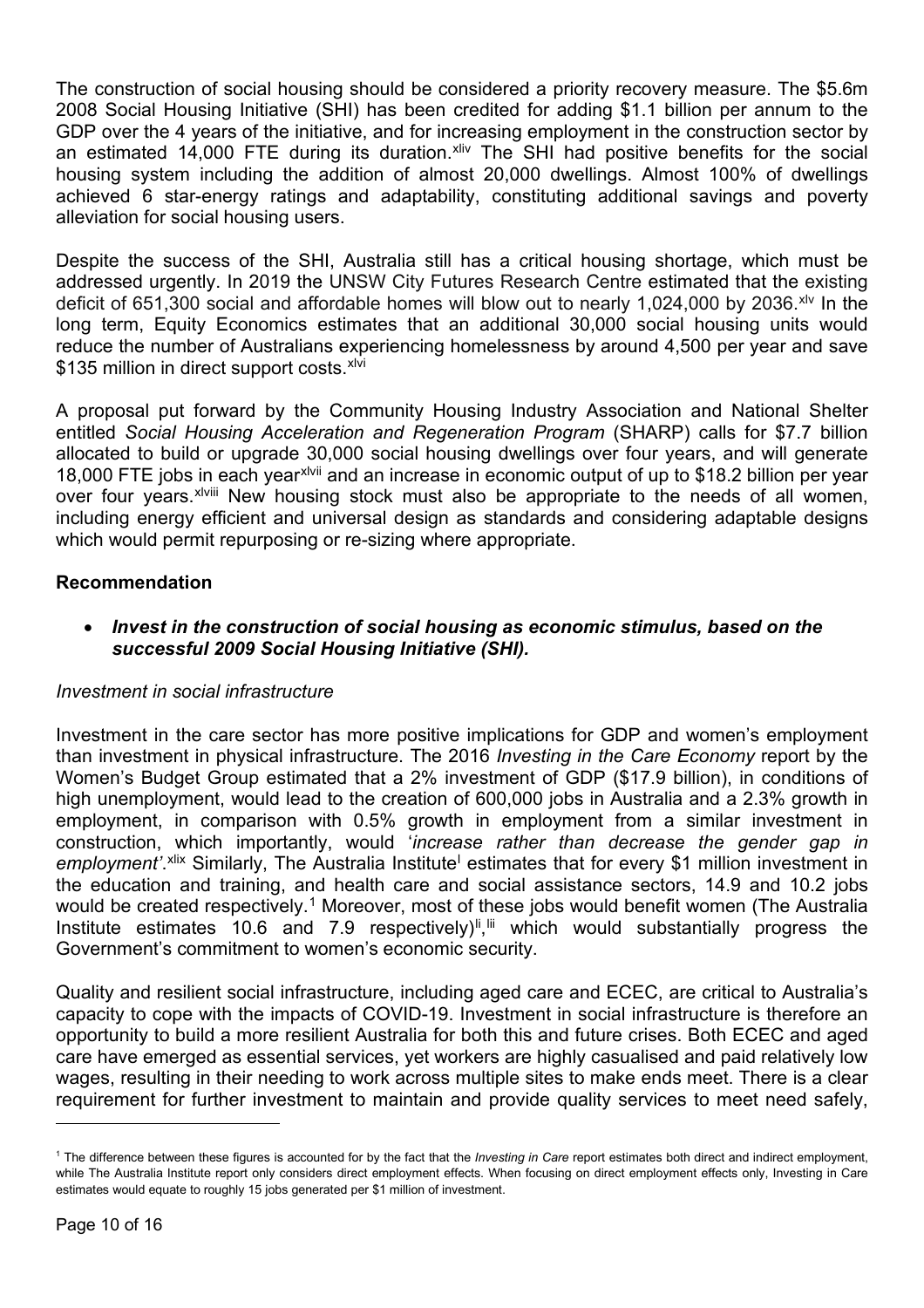The construction of social housing should be considered a priority recovery measure. The $5.6m 2008 Social Housing Initiative (SHI) has been credited for adding $1.1 billion per annum to the GDP over the 4 years of the initiative, and for increasing employment in the construction sector by an estimated 14,000 FTE during its duration.[xliv] The SHI had positive benefits for the social housing system including the addition of almost 20,000 dwellings. Almost 100% of dwellings achieved 6 star-energy ratings and adaptability, constituting additional savings and poverty alleviation for social housing users.

Despite the success of the SHI, Australia still has a critical housing shortage, which must be addressed urgently. In 2019 the UNSW City Futures Research Centre estimated that the existing deficit of 651,300 social and affordable homes will blow out to nearly 1,024,000 by 2036.[xlv] In the long term, Equity Economics estimates that an additional 30,000 social housing units would reduce the number of Australians experiencing homelessness by around 4,500 per year and save $135 million in direct support costs.[xlvi]

A proposal put forward by the Community Housing Industry Association and National Shelter entitled *Social Housing Acceleration and Regeneration Program* (SHARP) calls for $7.7 billion allocated to build or upgrade 30,000 social housing dwellings over four years, and will generate 18,000 FTE jobs in each year[xlvii] and an increase in economic output of up to $18.2 billion per year over four years.[xlviii] New housing stock must also be appropriate to the needs of all women, including energy efficient and universal design as standards and considering adaptable designs which would permit repurposing or re-sizing where appropriate.

**Recommendation**

- ***Invest in the construction of social housing as economic stimulus, based on the successful 2009 Social Housing Initiative (SHI).***

*Investment in social infrastructure*

Investment in the care sector has more positive implications for GDP and women's employment than investment in physical infrastructure. The 2016 *Investing in the Care Economy* report by the Women's Budget Group estimated that a 2% investment of GDP ($17.9 billion), in conditions of high unemployment, would lead to the creation of 600,000 jobs in Australia and a 2.3% growth in employment, in comparison with 0.5% growth in employment from a similar investment in construction, which importantly, would '*increase rather than decrease the gender gap in employment'*.[xlix] Similarly, The Australia Institute[l] estimates that for every $1 million investment in the education and training, and health care and social assistance sectors, 14.9 and 10.2 jobs would be created respectively.[1] Moreover, most of these jobs would benefit women (The Australia Institute estimates 10.6 and 7.9 respectively)[li],[lii] which would substantially progress the Government's commitment to women's economic security.

Quality and resilient social infrastructure, including aged care and ECEC, are critical to Australia's capacity to cope with the impacts of COVID-19. Investment in social infrastructure is therefore an opportunity to build a more resilient Australia for both this and future crises. Both ECEC and aged care have emerged as essential services, yet workers are highly casualised and paid relatively low wages, resulting in their needing to work across multiple sites to make ends meet. There is a clear requirement for further investment to maintain and provide quality services to meet need safely,

---

[1] The difference between these figures is accounted for by the fact that the *Investing in Care* report estimates both direct and indirect employment, while The Australia Institute report only considers direct employment effects. When focusing on direct employment effects only, Investing in Care estimates would equate to roughly 15 jobs generated per $1 million of investment.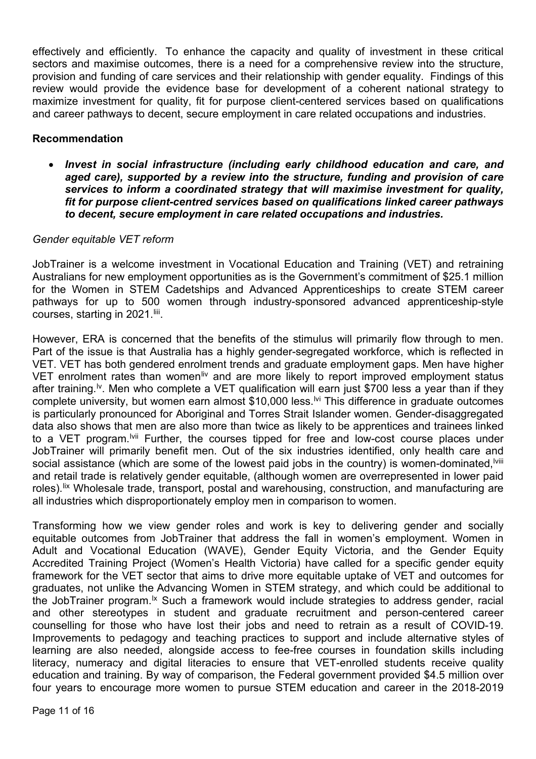effectively and efficiently. To enhance the capacity and quality of investment in these critical sectors and maximise outcomes, there is a need for a comprehensive review into the structure, provision and funding of care services and their relationship with gender equality. Findings of this review would provide the evidence base for development of a coherent national strategy to maximize investment for quality, fit for purpose client-centered services based on qualifications and career pathways to decent, secure employment in care related occupations and industries.

**Recommendation**

- ***Invest in social infrastructure (including early childhood education and care, and aged care), supported by a review into the structure, funding and provision of care services to inform a coordinated strategy that will maximise investment for quality, fit for purpose client-centred services based on qualifications linked career pathways to decent, secure employment in care related occupations and industries.***

*Gender equitable VET reform*

JobTrainer is a welcome investment in Vocational Education and Training (VET) and retraining Australians for new employment opportunities as is the Government's commitment of $25.1 million for the Women in STEM Cadetships and Advanced Apprenticeships to create STEM career pathways for up to 500 women through industry-sponsored advanced apprenticeship-style courses, starting in 2021.[liii].

However, ERA is concerned that the benefits of the stimulus will primarily flow through to men. Part of the issue is that Australia has a highly gender-segregated workforce, which is reflected in VET. VET has both gendered enrolment trends and graduate employment gaps. Men have higher VET enrolment rates than women[liv] and are more likely to report improved employment status after training.[lv]. Men who complete a VET qualification will earn just $700 less a year than if they complete university, but women earn almost $10,000 less.[lvi] This difference in graduate outcomes is particularly pronounced for Aboriginal and Torres Strait Islander women. Gender-disaggregated data also shows that men are also more than twice as likely to be apprentices and trainees linked to a VET program.[lvii] Further, the courses tipped for free and low-cost course places under JobTrainer will primarily benefit men. Out of the six industries identified, only health care and social assistance (which are some of the lowest paid jobs in the country) is women-dominated,[lviii] and retail trade is relatively gender equitable, (although women are overrepresented in lower paid roles).[lix] Wholesale trade, transport, postal and warehousing, construction, and manufacturing are all industries which disproportionately employ men in comparison to women.

Transforming how we view gender roles and work is key to delivering gender and socially equitable outcomes from JobTrainer that address the fall in women's employment. Women in Adult and Vocational Education (WAVE), Gender Equity Victoria, and the Gender Equity Accredited Training Project (Women's Health Victoria) have called for a specific gender equity framework for the VET sector that aims to drive more equitable uptake of VET and outcomes for graduates, not unlike the Advancing Women in STEM strategy, and which could be additional to the JobTrainer program.[lx] Such a framework would include strategies to address gender, racial and other stereotypes in student and graduate recruitment and person-centered career counselling for those who have lost their jobs and need to retrain as a result of COVID-19. Improvements to pedagogy and teaching practices to support and include alternative styles of learning are also needed, alongside access to fee-free courses in foundation skills including literacy, numeracy and digital literacies to ensure that VET-enrolled students receive quality education and training. By way of comparison, the Federal government provided $4.5 million over four years to encourage more women to pursue STEM education and career in the 2018-2019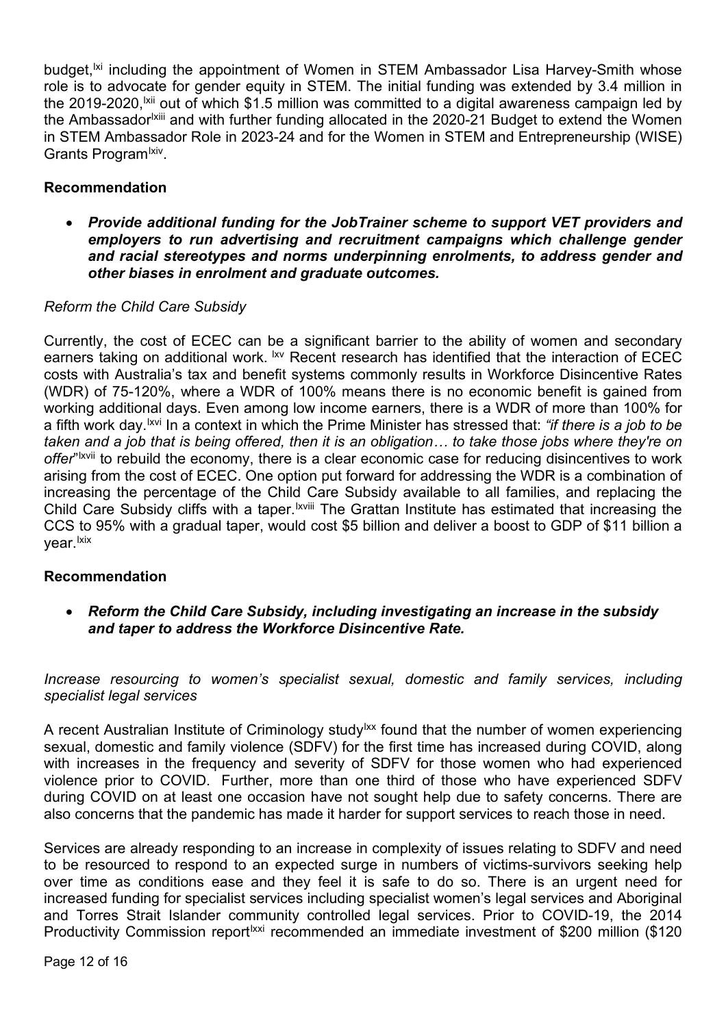budget,[lxi] including the appointment of Women in STEM Ambassador Lisa Harvey-Smith whose role is to advocate for gender equity in STEM. The initial funding was extended by 3.4 million in the 2019-2020,[lxii] out of which $1.5 million was committed to a digital awareness campaign led by the Ambassador[lxiii] and with further funding allocated in the 2020-21 Budget to extend the Women in STEM Ambassador Role in 2023-24 and for the Women in STEM and Entrepreneurship (WISE) Grants Program[lxiv].

**Recommendation**

- ***Provide additional funding for the JobTrainer scheme to support VET providers and employers to run advertising and recruitment campaigns which challenge gender and racial stereotypes and norms underpinning enrolments, to address gender and other biases in enrolment and graduate outcomes.***

*Reform the Child Care Subsidy*

Currently, the cost of ECEC can be a significant barrier to the ability of women and secondary earners taking on additional work. [lxv] Recent research has identified that the interaction of ECEC costs with Australia's tax and benefit systems commonly results in Workforce Disincentive Rates (WDR) of 75-120%, where a WDR of 100% means there is no economic benefit is gained from working additional days. Even among low income earners, there is a WDR of more than 100% for a fifth work day.[lxvi] In a context in which the Prime Minister has stressed that: *"if there is a job to be taken and a job that is being offered, then it is an obligation… to take those jobs where they're on offer*"[lxvii] to rebuild the economy, there is a clear economic case for reducing disincentives to work arising from the cost of ECEC. One option put forward for addressing the WDR is a combination of increasing the percentage of the Child Care Subsidy available to all families, and replacing the Child Care Subsidy cliffs with a taper.[lxviii] The Grattan Institute has estimated that increasing the CCS to 95% with a gradual taper, would cost $5 billion and deliver a boost to GDP of $11 billion a year.[lxix]

**Recommendation**

- ***Reform the Child Care Subsidy, including investigating an increase in the subsidy and taper to address the Workforce Disincentive Rate.***

*Increase resourcing to women's specialist sexual, domestic and family services, including specialist legal services*

A recent Australian Institute of Criminology study[lxx] found that the number of women experiencing sexual, domestic and family violence (SDFV) for the first time has increased during COVID, along with increases in the frequency and severity of SDFV for those women who had experienced violence prior to COVID. Further, more than one third of those who have experienced SDFV during COVID on at least one occasion have not sought help due to safety concerns. There are also concerns that the pandemic has made it harder for support services to reach those in need.

Services are already responding to an increase in complexity of issues relating to SDFV and need to be resourced to respond to an expected surge in numbers of victims-survivors seeking help over time as conditions ease and they feel it is safe to do so. There is an urgent need for increased funding for specialist services including specialist women's legal services and Aboriginal and Torres Strait Islander community controlled legal services. Prior to COVID-19, the 2014 Productivity Commission report[lxxi] recommended an immediate investment of $200 million ($120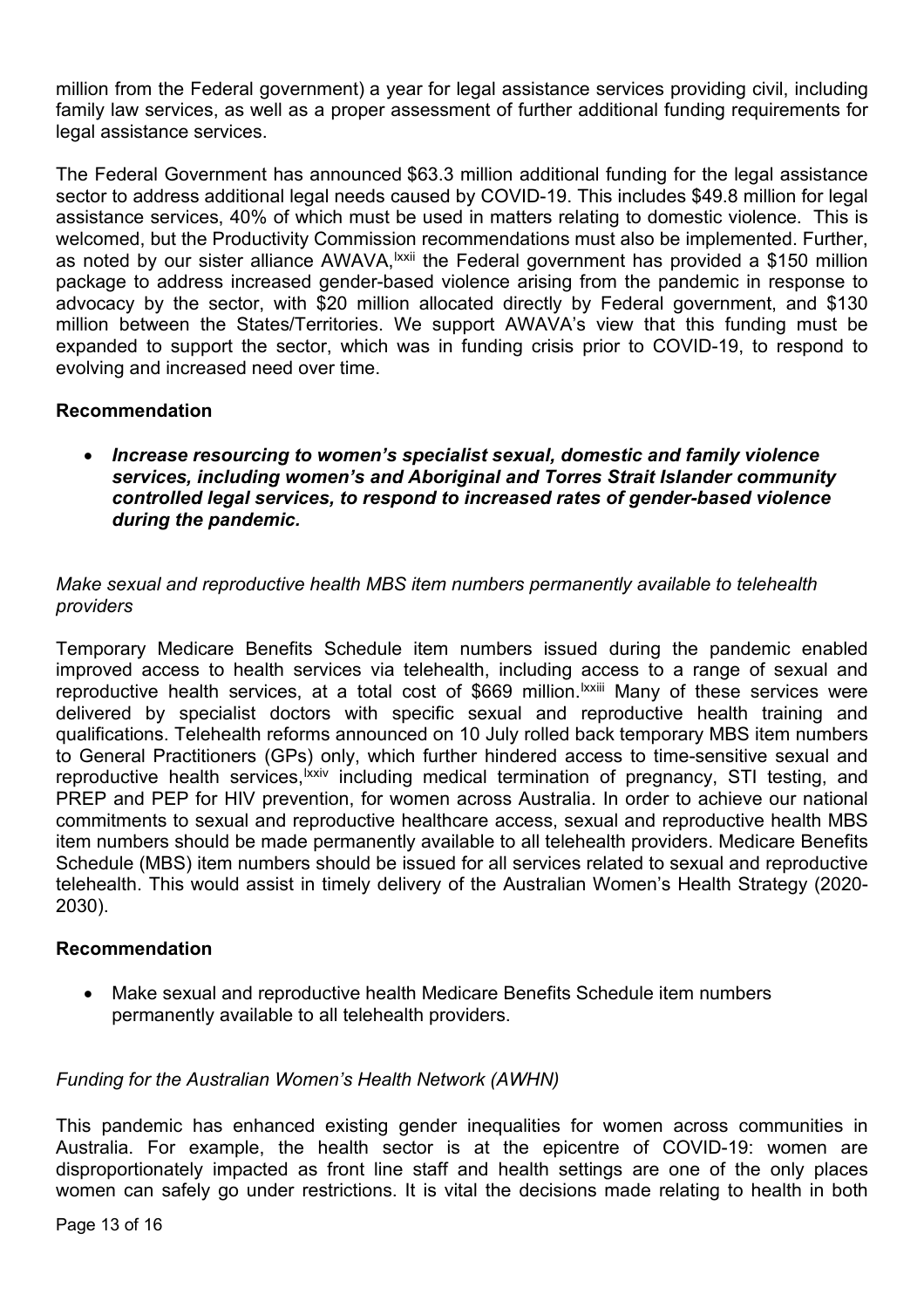million from the Federal government) a year for legal assistance services providing civil, including family law services, as well as a proper assessment of further additional funding requirements for legal assistance services.

The Federal Government has announced $63.3 million additional funding for the legal assistance sector to address additional legal needs caused by COVID-19. This includes $49.8 million for legal assistance services, 40% of which must be used in matters relating to domestic violence. This is welcomed, but the Productivity Commission recommendations must also be implemented. Further, as noted by our sister alliance AWAVA,[lxxii] the Federal government has provided a $150 million package to address increased gender-based violence arising from the pandemic in response to advocacy by the sector, with $20 million allocated directly by Federal government, and $130 million between the States/Territories. We support AWAVA's view that this funding must be expanded to support the sector, which was in funding crisis prior to COVID-19, to respond to evolving and increased need over time.

**Recommendation**

- ***Increase resourcing to women's specialist sexual, domestic and family violence services, including women's and Aboriginal and Torres Strait Islander community controlled legal services, to respond to increased rates of gender-based violence during the pandemic.***

*Make sexual and reproductive health MBS item numbers permanently available to telehealth providers*

Temporary Medicare Benefits Schedule item numbers issued during the pandemic enabled improved access to health services via telehealth, including access to a range of sexual and reproductive health services, at a total cost of $669 million.[lxxiii] Many of these services were delivered by specialist doctors with specific sexual and reproductive health training and qualifications. Telehealth reforms announced on 10 July rolled back temporary MBS item numbers to General Practitioners (GPs) only, which further hindered access to time-sensitive sexual and reproductive health services,[lxxiv] including medical termination of pregnancy, STI testing, and PREP and PEP for HIV prevention, for women across Australia. In order to achieve our national commitments to sexual and reproductive healthcare access, sexual and reproductive health MBS item numbers should be made permanently available to all telehealth providers. Medicare Benefits Schedule (MBS) item numbers should be issued for all services related to sexual and reproductive telehealth. This would assist in timely delivery of the Australian Women's Health Strategy (2020-2030).

**Recommendation**

- Make sexual and reproductive health Medicare Benefits Schedule item numbers permanently available to all telehealth providers.

*Funding for the Australian Women's Health Network (AWHN)*

This pandemic has enhanced existing gender inequalities for women across communities in Australia. For example, the health sector is at the epicentre of COVID-19: women are disproportionately impacted as front line staff and health settings are one of the only places women can safely go under restrictions. It is vital the decisions made relating to health in both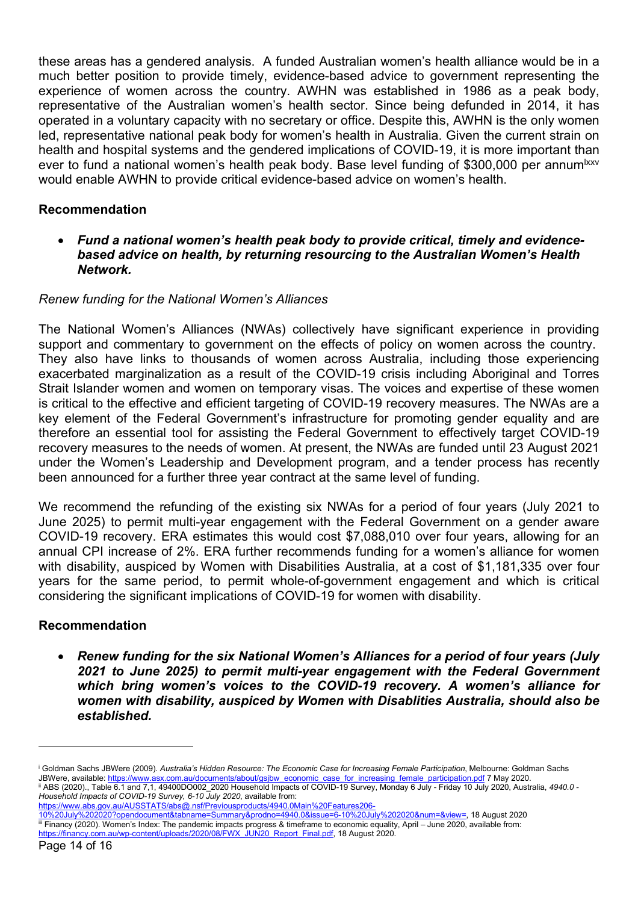these areas has a gendered analysis. A funded Australian women's health alliance would be in a much better position to provide timely, evidence-based advice to government representing the experience of women across the country. AWHN was established in 1986 as a peak body, representative of the Australian women's health sector. Since being defunded in 2014, it has operated in a voluntary capacity with no secretary or office. Despite this, AWHN is the only women led, representative national peak body for women's health in Australia. Given the current strain on health and hospital systems and the gendered implications of COVID-19, it is more important than ever to fund a national women's health peak body. Base level funding of $300,000 per annum[lxxv] would enable AWHN to provide critical evidence-based advice on women's health.

**Recommendation**

- ***Fund a national women's health peak body to provide critical, timely and evidence-based advice on health, by returning resourcing to the Australian Women's Health Network.***

*Renew funding for the National Women's Alliances*

The National Women's Alliances (NWAs) collectively have significant experience in providing support and commentary to government on the effects of policy on women across the country. They also have links to thousands of women across Australia, including those experiencing exacerbated marginalization as a result of the COVID-19 crisis including Aboriginal and Torres Strait Islander women and women on temporary visas. The voices and expertise of these women is critical to the effective and efficient targeting of COVID-19 recovery measures. The NWAs are a key element of the Federal Government's infrastructure for promoting gender equality and are therefore an essential tool for assisting the Federal Government to effectively target COVID-19 recovery measures to the needs of women. At present, the NWAs are funded until 23 August 2021 under the Women's Leadership and Development program, and a tender process has recently been announced for a further three year contract at the same level of funding.

We recommend the refunding of the existing six NWAs for a period of four years (July 2021 to June 2025) to permit multi-year engagement with the Federal Government on a gender aware COVID-19 recovery. ERA estimates this would cost $7,088,010 over four years, allowing for an annual CPI increase of 2%. ERA further recommends funding for a women's alliance for women with disability, auspiced by Women with Disabilities Australia, at a cost of $1,181,335 over four years for the same period, to permit whole-of-government engagement and which is critical considering the significant implications of COVID-19 for women with disability.

**Recommendation**

- ***Renew funding for the six National Women's Alliances for a period of four years (July 2021 to June 2025) to permit multi-year engagement with the Federal Government which bring women's voices to the COVID-19 recovery. A women's alliance for women with disability, auspiced by Women with Disablities Australia, should also be established.***

---

[i] Goldman Sachs JBWere (2009). *Australia's Hidden Resource: The Economic Case for Increasing Female Participation*, Melbourne: Goldman Sachs JBWere, available: https://www.asx.com.au/documents/about/gsjbw_economic_case_for_increasing_female_participation.pdf 7 May 2020.

[ii] ABS (2020)., Table 6.1 and 7,1, 49400DO002_2020 Household Impacts of COVID-19 Survey, Monday 6 July - Friday 10 July 2020, Australia, *4940.0 - Household Impacts of COVID-19 Survey, 6-10 July 2020*, available from: https://www.abs.gov.au/AUSSTATS/abs@.nsf/Previousproducts/4940.0Main%20Features206-10%20July%202020?opendocument&tabname=Summary&prodno=4940.0&issue=6-10%20July%202020&num=&view=, 18 August 2020

[iii] Financy (2020). Women's Index: The pandemic impacts progress & timeframe to economic equality, April – June 2020, available from: https://financy.com.au/wp-content/uploads/2020/08/FWX_JUN20_Report_Final.pdf, 18 August 2020.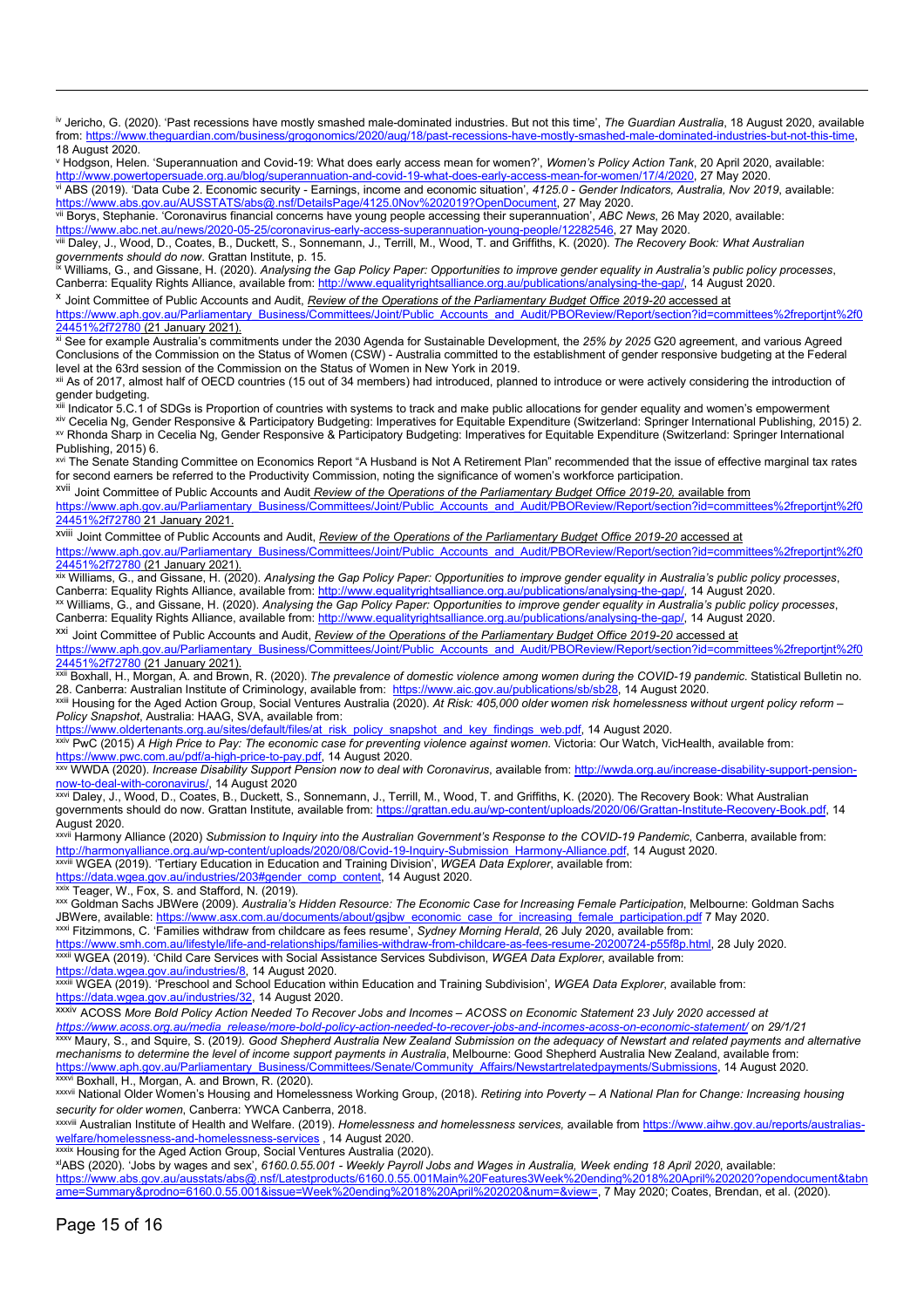[iv] Jericho, G. (2020). 'Past recessions have mostly smashed male-dominated industries. But not this time', *The Guardian Australia*, 18 August 2020, available from: https://www.theguardian.com/business/grogonomics/2020/aug/18/past-recessions-have-mostly-smashed-male-dominated-industries-but-not-this-time, 18 August 2020.

[v] Hodgson, Helen. 'Superannuation and Covid-19: What does early access mean for women?', *Women's Policy Action Tank*, 20 April 2020, available: http://www.powertopersuade.org.au/blog/superannuation-and-covid-19-what-does-early-access-mean-for-women/17/4/2020, 27 May 2020.

[vi] ABS (2019). 'Data Cube 2. Economic security - Earnings, income and economic situation', *4125.0 - Gender Indicators, Australia, Nov 2019*, available: https://www.abs.gov.au/AUSSTATS/abs@.nsf/DetailsPage/4125.0Nov%202019?OpenDocument, 27 May 2020.

[vii] Borys, Stephanie. 'Coronavirus financial concerns have young people accessing their superannuation', *ABC News*, 26 May 2020, available: https://www.abc.net.au/news/2020-05-25/coronavirus-early-access-superannuation-young-people/12282546, 27 May 2020.

[viii] Daley, J., Wood, D., Coates, B., Duckett, S., Sonnemann, J., Terrill, M., Wood, T. and Griffiths, K. (2020). *The Recovery Book: What Australian governments should do now*. Grattan Institute, p. 15.

[ix] Williams, G., and Gissane, H. (2020). *Analysing the Gap Policy Paper: Opportunities to improve gender equality in Australia's public policy processes*, Canberra: Equality Rights Alliance, available from: http://www.equalityrightsalliance.org.au/publications/analysing-the-gap/, 14 August 2020.

[x] Joint Committee of Public Accounts and Audit, *Review of the Operations of the Parliamentary Budget Office 2019-20* accessed at https://www.aph.gov.au/Parliamentary_Business/Committees/Joint/Public_Accounts_and_Audit/PBOReview/Report/section?id=committees%2freportjnt%2f024451%2f72780 (21 January 2021).

[xi] See for example Australia's commitments under the 2030 Agenda for Sustainable Development, the *25% by 2025* G20 agreement, and various Agreed Conclusions of the Commission on the Status of Women (CSW) - Australia committed to the establishment of gender responsive budgeting at the Federal level at the 63rd session of the Commission on the Status of Women in New York in 2019.

[xii] As of 2017, almost half of OECD countries (15 out of 34 members) had introduced, planned to introduce or were actively considering the introduction of gender budgeting.

[xiii] Indicator 5.C.1 of SDGs is Proportion of countries with systems to track and make public allocations for gender equality and women's empowerment

[xiv] Cecelia Ng, Gender Responsive & Participatory Budgeting: Imperatives for Equitable Expenditure (Switzerland: Springer International Publishing, 2015) 2.

[xv] Rhonda Sharp in Cecelia Ng, Gender Responsive & Participatory Budgeting: Imperatives for Equitable Expenditure (Switzerland: Springer International Publishing, 2015) 6.

[xvi] The Senate Standing Committee on Economics Report "A Husband is Not A Retirement Plan" recommended that the issue of effective marginal tax rates for second earners be referred to the Productivity Commission, noting the significance of women's workforce participation.

[xvii] Joint Committee of Public Accounts and Audit *Review of the Operations of the Parliamentary Budget Office 2019-20,* available from https://www.aph.gov.au/Parliamentary_Business/Committees/Joint/Public_Accounts_and_Audit/PBOReview/Report/section?id=committees%2freportjnt%2f024451%2f72780 21 January 2021.

[xviii] Joint Committee of Public Accounts and Audit, *Review of the Operations of the Parliamentary Budget Office 2019-20* accessed at https://www.aph.gov.au/Parliamentary_Business/Committees/Joint/Public_Accounts_and_Audit/PBOReview/Report/section?id=committees%2freportjnt%2f024451%2f72780 (21 January 2021).

[xix] Williams, G., and Gissane, H. (2020). *Analysing the Gap Policy Paper: Opportunities to improve gender equality in Australia's public policy processes*, Canberra: Equality Rights Alliance, available from: http://www.equalityrightsalliance.org.au/publications/analysing-the-gap/, 14 August 2020.

[xx] Williams, G., and Gissane, H. (2020). *Analysing the Gap Policy Paper: Opportunities to improve gender equality in Australia's public policy processes*, Canberra: Equality Rights Alliance, available from: http://www.equalityrightsalliance.org.au/publications/analysing-the-gap/, 14 August 2020.

[xxi] Joint Committee of Public Accounts and Audit, *Review of the Operations of the Parliamentary Budget Office 2019-20* accessed at https://www.aph.gov.au/Parliamentary_Business/Committees/Joint/Public_Accounts_and_Audit/PBOReview/Report/section?id=committees%2freportjnt%2f024451%2f72780 (21 January 2021).

[xxii] Boxhall, H., Morgan, A. and Brown, R. (2020). *The prevalence of domestic violence among women during the COVID-19 pandemic*. Statistical Bulletin no. 28. Canberra: Australian Institute of Criminology, available from: https://www.aic.gov.au/publications/sb/sb28, 14 August 2020.

[xxiii] Housing for the Aged Action Group, Social Ventures Australia (2020). *At Risk: 405,000 older women risk homelessness without urgent policy reform – Policy Snapshot*, Australia: HAAG, SVA, available from: https://www.oldertenants.org.au/sites/default/files/at_risk_policy_snapshot_and_key_findings_web.pdf, 14 August 2020.

[xxiv] PwC (2015) *A High Price to Pay: The economic case for preventing violence against women*. Victoria: Our Watch, VicHealth, available from: https://www.pwc.com.au/pdf/a-high-price-to-pay.pdf, 14 August 2020.

[xxv] WWDA (2020). *Increase Disability Support Pension now to deal with Coronavirus*, available from: http://wwda.org.au/increase-disability-support-pension-now-to-deal-with-coronavirus/, 14 August 2020

[xxvi] Daley, J., Wood, D., Coates, B., Duckett, S., Sonnemann, J., Terrill, M., Wood, T. and Griffiths, K. (2020). The Recovery Book: What Australian governments should do now. Grattan Institute, available from: https://grattan.edu.au/wp-content/uploads/2020/06/Grattan-Institute-Recovery-Book.pdf, 14 August 2020.

[xxvii] Harmony Alliance (2020) *Submission to Inquiry into the Australian Government's Response to the COVID-19 Pandemic*, Canberra, available from: http://harmonyalliance.org.au/wp-content/uploads/2020/08/Covid-19-Inquiry-Submission_Harmony-Alliance.pdf, 14 August 2020.

[xxviii] WGEA (2019). 'Tertiary Education in Education and Training Division', *WGEA Data Explorer*, available from: https://data.wgea.gov.au/industries/203#gender_comp_content, 14 August 2020.

[xxix] Teager, W., Fox, S. and Stafford, N. (2019).

[xxx] Goldman Sachs JBWere (2009). *Australia's Hidden Resource: The Economic Case for Increasing Female Participation*, Melbourne: Goldman Sachs JBWere, available: https://www.asx.com.au/documents/about/gsjbw_economic_case_for_increasing_female_participation.pdf 7 May 2020.

[xxxi] Fitzimmons, C. 'Families withdraw from childcare as fees resume', *Sydney Morning Herald*, 26 July 2020, available from: https://www.smh.com.au/lifestyle/life-and-relationships/families-withdraw-from-childcare-as-fees-resume-20200724-p55f8p.html, 28 July 2020.

[xxxii] WGEA (2019). 'Child Care Services with Social Assistance Services Subdivison, *WGEA Data Explorer*, available from: https://data.wgea.gov.au/industries/8, 14 August 2020.

[xxxiii] WGEA (2019). 'Preschool and School Education within Education and Training Subdivision', *WGEA Data Explorer*, available from: https://data.wgea.gov.au/industries/32, 14 August 2020.

[xxxiv] ACOSS *More Bold Policy Action Needed To Recover Jobs and Incomes – ACOSS on Economic Statement 23 July 2020 accessed at https://www.acoss.org.au/media_release/more-bold-policy-action-needed-to-recover-jobs-and-incomes-acoss-on-economic-statement/ on 29/1/21*

[xxxv] Maury, S., and Squire, S. (2019*). Good Shepherd Australia New Zealand Submission on the adequacy of Newstart and related payments and alternative mechanisms to determine the level of income support payments in Australia*, Melbourne: Good Shepherd Australia New Zealand, available from: https://www.aph.gov.au/Parliamentary_Business/Committees/Senate/Community_Affairs/Newstartrelatedpayments/Submissions, 14 August 2020.

[xxxvi] Boxhall, H., Morgan, A. and Brown, R. (2020).

[xxxvii] National Older Women's Housing and Homelessness Working Group, (2018). *Retiring into Poverty – A National Plan for Change: Increasing housing security for older women*, Canberra: YWCA Canberra, 2018.

[xxxviii] Australian Institute of Health and Welfare. (2019). *Homelessness and homelessness services,* available from https://www.aihw.gov.au/reports/australias-welfare/homelessness-and-homelessness-services , 14 August 2020.

[xxxix] Housing for the Aged Action Group, Social Ventures Australia (2020).

[xl] ABS (2020). 'Jobs by wages and sex', *6160.0.55.001 - Weekly Payroll Jobs and Wages in Australia, Week ending 18 April 2020*, available: https://www.abs.gov.au/ausstats/abs@.nsf/Latestproducts/6160.0.55.001Main%20Features3Week%20ending%2018%20April%202020?opendocument&tabname=Summary&prodno=6160.0.55.001&issue=Week%20ending%2018%20April%202020&num=&view=, 7 May 2020; Coates, Brendan, et al. (2020).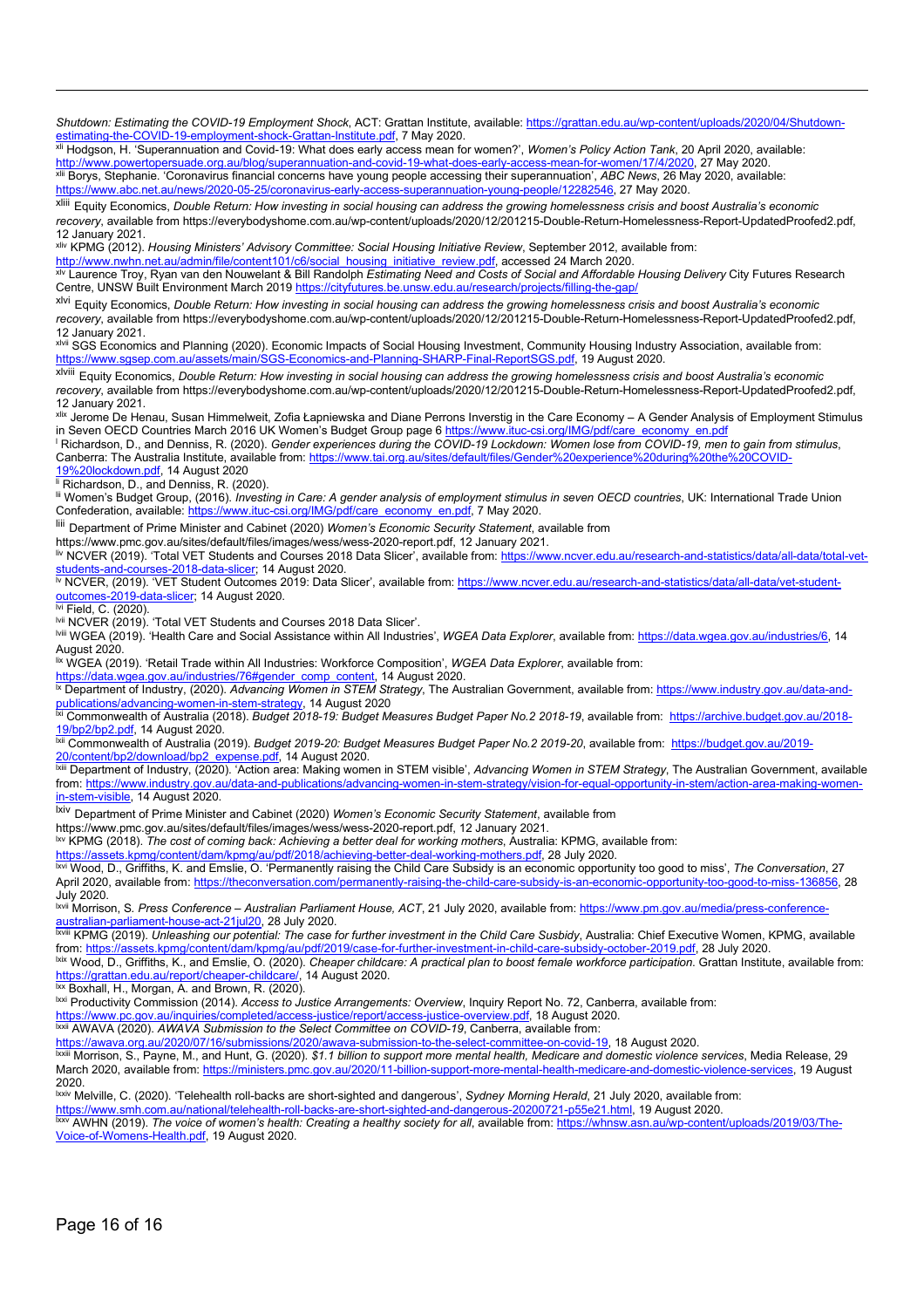*Shutdown: Estimating the COVID-19 Employment Shock*, ACT: Grattan Institute, available: https://grattan.edu.au/wp-content/uploads/2020/04/Shutdown-estimating-the-COVID-19-employment-shock-Grattan-Institute.pdf, 7 May 2020.

[xli] Hodgson, H. 'Superannuation and Covid-19: What does early access mean for women?', *Women's Policy Action Tank*, 20 April 2020, available: http://www.powertopersuade.org.au/blog/superannuation-and-covid-19-what-does-early-access-mean-for-women/17/4/2020, 27 May 2020.

[xlii] Borys, Stephanie. 'Coronavirus financial concerns have young people accessing their superannuation', *ABC News*, 26 May 2020, available: https://www.abc.net.au/news/2020-05-25/coronavirus-early-access-superannuation-young-people/12282546, 27 May 2020.

[xliii] Equity Economics, *Double Return: How investing in social housing can address the growing homelessness crisis and boost Australia's economic recovery*, available from https://everybodyshome.com.au/wp-content/uploads/2020/12/201215-Double-Return-Homelessness-Report-UpdatedProofed2.pdf, 12 January 2021.

[xliv] KPMG (2012). *Housing Ministers' Advisory Committee: Social Housing Initiative Review*, September 2012, available from: http://www.nwhn.net.au/admin/file/content101/c6/social_housing_initiative_review.pdf, accessed 24 March 2020.

[xlv] Laurence Troy, Ryan van den Nouwelant & Bill Randolph *Estimating Need and Costs of Social and Affordable Housing Delivery* City Futures Research Centre, UNSW Built Environment March 2019 https://cityfutures.be.unsw.edu.au/research/projects/filling-the-gap/

[xlvi] Equity Economics, *Double Return: How investing in social housing can address the growing homelessness crisis and boost Australia's economic recovery*, available from https://everybodyshome.com.au/wp-content/uploads/2020/12/201215-Double-Return-Homelessness-Report-UpdatedProofed2.pdf, 12 January 2021.

[xlvii] SGS Economics and Planning (2020). Economic Impacts of Social Housing Investment, Community Housing Industry Association, available from: https://www.sgsep.com.au/assets/main/SGS-Economics-and-Planning-SHARP-Final-ReportSGS.pdf, 19 August 2020.

[xlviii] Equity Economics, *Double Return: How investing in social housing can address the growing homelessness crisis and boost Australia's economic recovery*, available from https://everybodyshome.com.au/wp-content/uploads/2020/12/201215-Double-Return-Homelessness-Report-UpdatedProofed2.pdf, 12 January 2021.

[xlix] Jerome De Henau, Susan Himmelweit, Zofia Łapniewska and Diane Perrons Inverstig in the Care Economy – A Gender Analysis of Employment Stimulus in Seven OECD Countries March 2016 UK Women's Budget Group page 6 https://www.ituc-csi.org/IMG/pdf/care_economy_en.pdf

[l] Richardson, D., and Denniss, R. (2020). *Gender experiences during the COVID-19 Lockdown: Women lose from COVID-19, men to gain from stimulus*, Canberra: The Australia Institute, available from: https://www.tai.org.au/sites/default/files/Gender%20experience%20during%20the%20COVID-19%20lockdown.pdf, 14 August 2020

[li] Richardson, D., and Denniss, R. (2020).

[lii] Women's Budget Group, (2016). *Investing in Care: A gender analysis of employment stimulus in seven OECD countries*, UK: International Trade Union Confederation, available: https://www.ituc-csi.org/IMG/pdf/care_economy_en.pdf, 7 May 2020.

[liii] Department of Prime Minister and Cabinet (2020) *Women's Economic Security Statement*, available from https://www.pmc.gov.au/sites/default/files/images/wess/wess-2020-report.pdf, 12 January 2021.

[liv] NCVER (2019). 'Total VET Students and Courses 2018 Data Slicer', available from: https://www.ncver.edu.au/research-and-statistics/data/all-data/total-vet-students-and-courses-2018-data-slicer; 14 August 2020.

[lv] NCVER, (2019). 'VET Student Outcomes 2019: Data Slicer', available from: https://www.ncver.edu.au/research-and-statistics/data/all-data/vet-student-outcomes-2019-data-slicer; 14 August 2020.

[lvi] Field, C. (2020).

[lvii] NCVER (2019). 'Total VET Students and Courses 2018 Data Slicer'.

[lviii] WGEA (2019). 'Health Care and Social Assistance within All Industries', *WGEA Data Explorer*, available from: https://data.wgea.gov.au/industries/6, 14 August 2020.

[lix] WGEA (2019). 'Retail Trade within All Industries: Workforce Composition', *WGEA Data Explorer*, available from: https://data.wgea.gov.au/industries/76#gender_comp_content, 14 August 2020.

[lx] Department of Industry, (2020). *Advancing Women in STEM Strategy*, The Australian Government, available from: https://www.industry.gov.au/data-and-publications/advancing-women-in-stem-strategy, 14 August 2020

[lxi] Commonwealth of Australia (2018). *Budget 2018-19: Budget Measures Budget Paper No.2 2018-19*, available from: https://archive.budget.gov.au/2018-19/bp2/bp2.pdf, 14 August 2020.

[lxii] Commonwealth of Australia (2019). *Budget 2019-20: Budget Measures Budget Paper No.2 2019-20*, available from: https://budget.gov.au/2019-20/content/bp2/download/bp2_expense.pdf, 14 August 2020.

[lxiii] Department of Industry, (2020). 'Action area: Making women in STEM visible', *Advancing Women in STEM Strategy*, The Australian Government, available from: https://www.industry.gov.au/data-and-publications/advancing-women-in-stem-strategy/vision-for-equal-opportunity-in-stem/action-area-making-women-in-stem-visible, 14 August 2020.

[lxiv] Department of Prime Minister and Cabinet (2020) *Women's Economic Security Statement*, available from https://www.pmc.gov.au/sites/default/files/images/wess/wess-2020-report.pdf, 12 January 2021.

[lxv] KPMG (2018). *The cost of coming back: Achieving a better deal for working mothers*, Australia: KPMG, available from: https://assets.kpmg/content/dam/kpmg/au/pdf/2018/achieving-better-deal-working-mothers.pdf, 28 July 2020.

[lxvi] Wood, D., Griffiths, K. and Emslie, O. 'Permanently raising the Child Care Subsidy is an economic opportunity too good to miss', *The Conversation*, 27 April 2020, available from: https://theconversation.com/permanently-raising-the-child-care-subsidy-is-an-economic-opportunity-too-good-to-miss-136856, 28 July 2020.

[lxvii] Morrison, S. *Press Conference – Australian Parliament House, ACT*, 21 July 2020, available from: https://www.pm.gov.au/media/press-conference-australian-parliament-house-act-21jul20, 28 July 2020.

[lxviii] KPMG (2019). *Unleashing our potential: The case for further investment in the Child Care Susbidy*, Australia: Chief Executive Women, KPMG, available from: https://assets.kpmg/content/dam/kpmg/au/pdf/2019/case-for-further-investment-in-child-care-subsidy-october-2019.pdf, 28 July 2020.

[lxix] Wood, D., Griffiths, K., and Emslie, O. (2020). *Cheaper childcare: A practical plan to boost female workforce participation.* Grattan Institute, available from: https://grattan.edu.au/report/cheaper-childcare/, 14 August 2020.

[lxx] Boxhall, H., Morgan, A. and Brown, R. (2020).

[lxxi] Productivity Commission (2014). *Access to Justice Arrangements: Overview*, Inquiry Report No. 72, Canberra, available from: https://www.pc.gov.au/inquiries/completed/access-justice/report/access-justice-overview.pdf, 18 August 2020.

[lxxii] AWAVA (2020). *AWAVA Submission to the Select Committee on COVID-19*, Canberra, available from: https://awava.org.au/2020/07/16/submissions/2020/awava-submission-to-the-select-committee-on-covid-19, 18 August 2020.

[lxxiii] Morrison, S., Payne, M., and Hunt, G. (2020). *$1.1 billion to support more mental health, Medicare and domestic violence services*, Media Release, 29 March 2020, available from: https://ministers.pmc.gov.au/2020/11-billion-support-more-mental-health-medicare-and-domestic-violence-services, 19 August 2020.

[lxxiv] Melville, C. (2020). 'Telehealth roll-backs are short-sighted and dangerous', *Sydney Morning Herald*, 21 July 2020, available from: https://www.smh.com.au/national/telehealth-roll-backs-are-short-sighted-and-dangerous-20200721-p55e21.html, 19 August 2020.

[lxxv] AWHN (2019). *The voice of women's health: Creating a healthy society for all*, available from: https://whnsw.asn.au/wp-content/uploads/2019/03/The-Voice-of-Womens-Health.pdf, 19 August 2020.